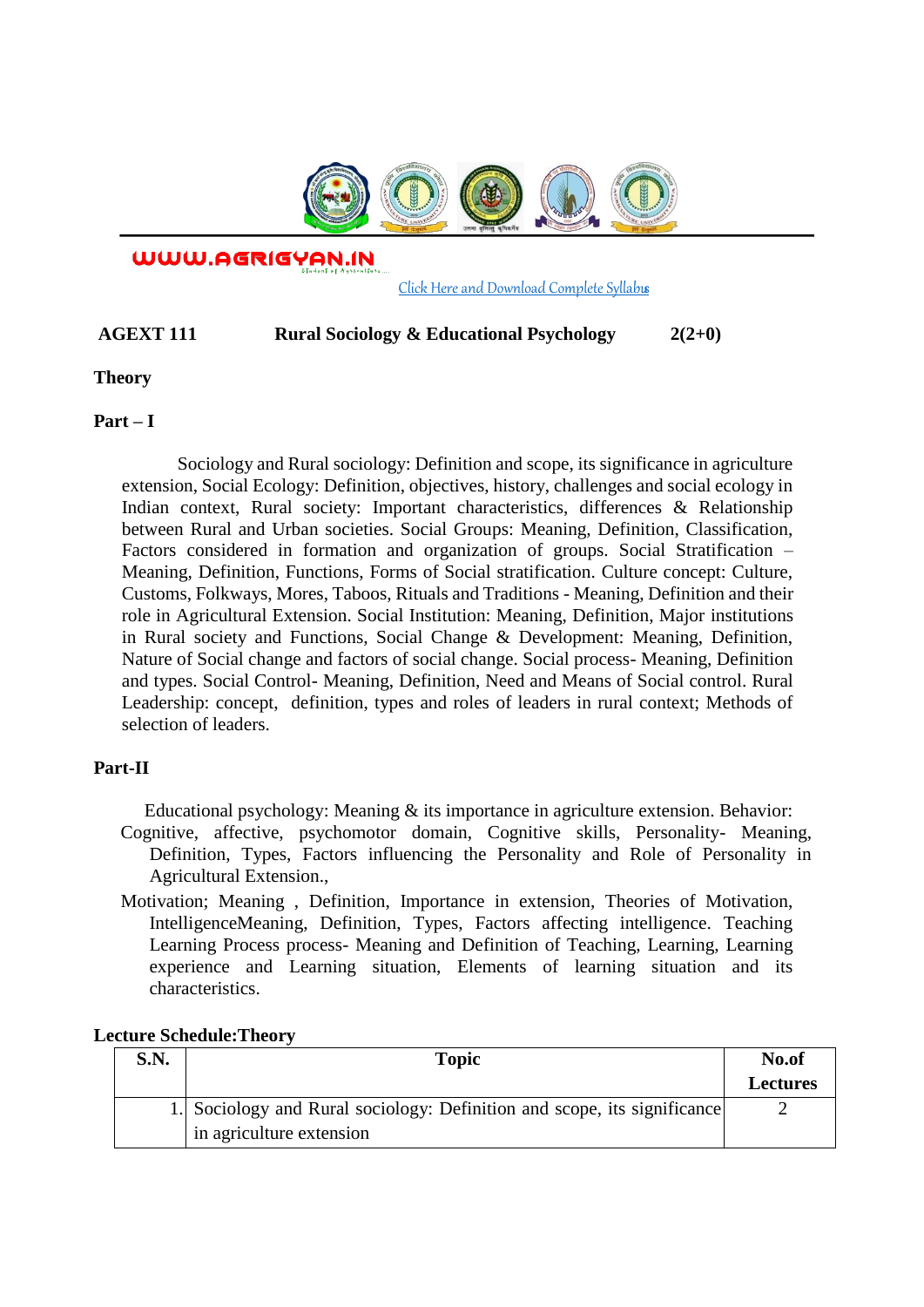WWW.AGRIGYAN.IN

Click Here and Download Complete Syllabus

**AGEXT 111 Rural Sociology & Educational Psychology 2(2+0)**

**Theory**

**Part – I**

Sociology and Rural sociology: Definition and scope, its significance in agriculture extension, Social Ecology: Definition, objectives, history, challenges and social ecology in Indian context, Rural society: Important characteristics, differences & Relationship between Rural and Urban societies. Social Groups: Meaning, Definition, Classification, Factors considered in formation and organization of groups. Social Stratification – Meaning, Definition, Functions, Forms of Social stratification. Culture concept: Culture, Customs, Folkways, Mores, Taboos, Rituals and Traditions - Meaning, Definition and their role in Agricultural Extension. Social Institution: Meaning, Definition, Major institutions in Rural society and Functions, Social Change & Development: Meaning, Definition, Nature of Social change and factors of social change. Social process- Meaning, Definition and types. Social Control- Meaning, Definition, Need and Means of Social control. Rural Leadership: concept, definition, types and roles of leaders in rural context; Methods of selection of leaders.

**Part-II**

Educational psychology: Meaning & its importance in agriculture extension. Behavior: Cognitive, affective, psychomotor domain, Cognitive skills, Personality- Meaning, Definition, Types, Factors influencing the Personality and Role of Personality in Agricultural Extension.,

Motivation; Meaning , Definition, Importance in extension, Theories of Motivation, IntelligenceMeaning, Definition, Types, Factors affecting intelligence. Teaching Learning Process process- Meaning and Definition of Teaching, Learning, Learning experience and Learning situation, Elements of learning situation and its characteristics.

**Lecture Schedule:Theory**

| S.N. | Topic | No.of Lectures |
|---|---|---|
| 1. | Sociology and Rural sociology: Definition and scope, its significance in agriculture extension | 2 |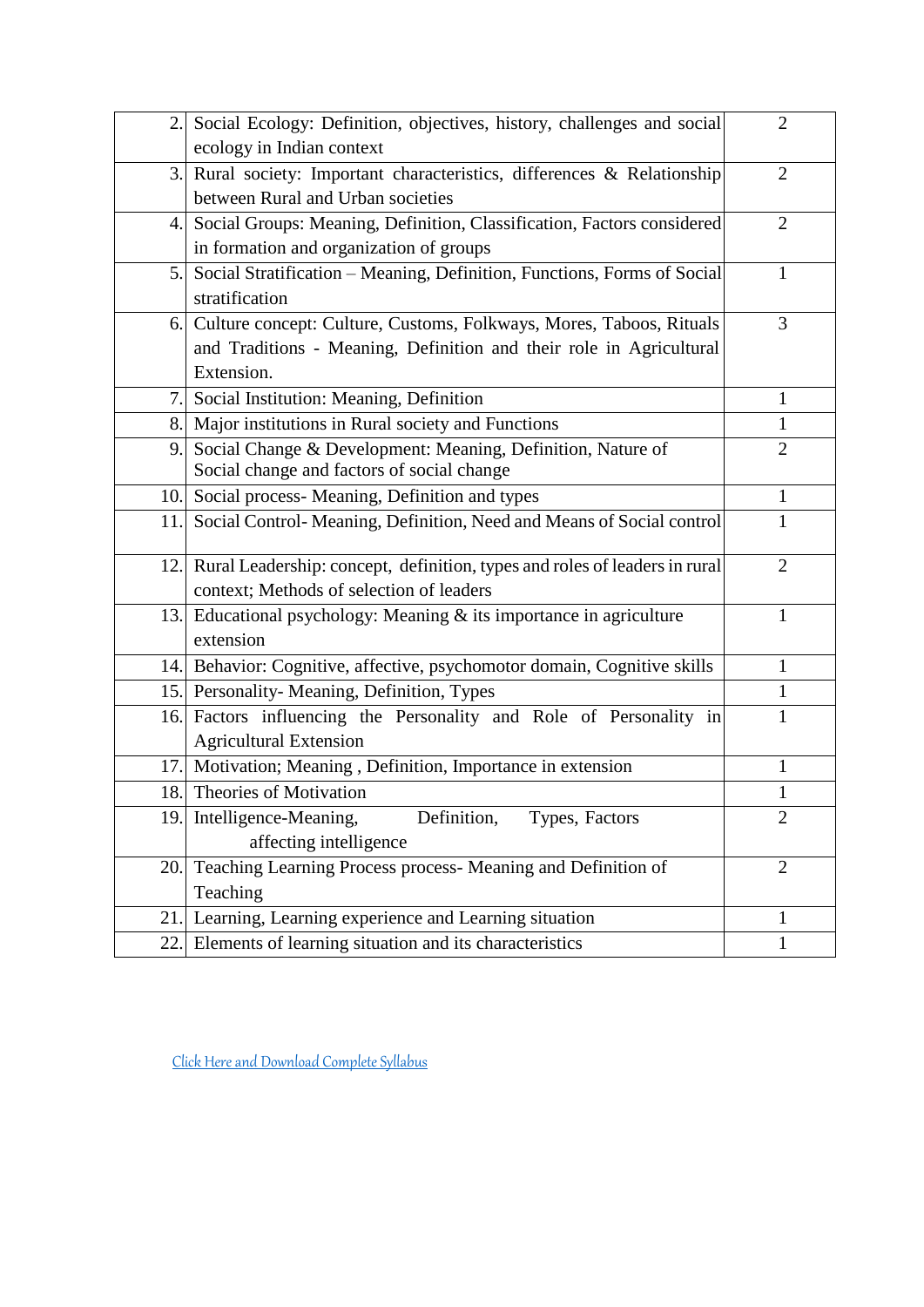| | | |
|---|---|---|
| 2. | Social Ecology: Definition, objectives, history, challenges and social ecology in Indian context | 2 |
| 3. | Rural society: Important characteristics, differences & Relationship between Rural and Urban societies | 2 |
| 4. | Social Groups: Meaning, Definition, Classification, Factors considered in formation and organization of groups | 2 |
| 5. | Social Stratification – Meaning, Definition, Functions, Forms of Social stratification | 1 |
| 6. | Culture concept: Culture, Customs, Folkways, Mores, Taboos, Rituals and Traditions - Meaning, Definition and their role in Agricultural Extension. | 3 |
| 7. | Social Institution: Meaning, Definition | 1 |
| 8. | Major institutions in Rural society and Functions | 1 |
| 9. | Social Change & Development: Meaning, Definition, Nature of Social change and factors of social change | 2 |
| 10. | Social process- Meaning, Definition and types | 1 |
| 11. | Social Control- Meaning, Definition, Need and Means of Social control | 1 |
| 12. | Rural Leadership: concept, definition, types and roles of leaders in rural context; Methods of selection of leaders | 2 |
| 13. | Educational psychology: Meaning & its importance in agriculture extension | 1 |
| 14. | Behavior: Cognitive, affective, psychomotor domain, Cognitive skills | 1 |
| 15. | Personality- Meaning, Definition, Types | 1 |
| 16. | Factors influencing the Personality and Role of Personality in Agricultural Extension | 1 |
| 17. | Motivation; Meaning , Definition, Importance in extension | 1 |
| 18. | Theories of Motivation | 1 |
| 19. | Intelligence-Meaning, Definition, Types, Factors affecting intelligence | 2 |
| 20. | Teaching Learning Process process- Meaning and Definition of Teaching | 2 |
| 21. | Learning, Learning experience and Learning situation | 1 |
| 22. | Elements of learning situation and its characteristics | 1 |

Click Here and Download Complete Syllabus